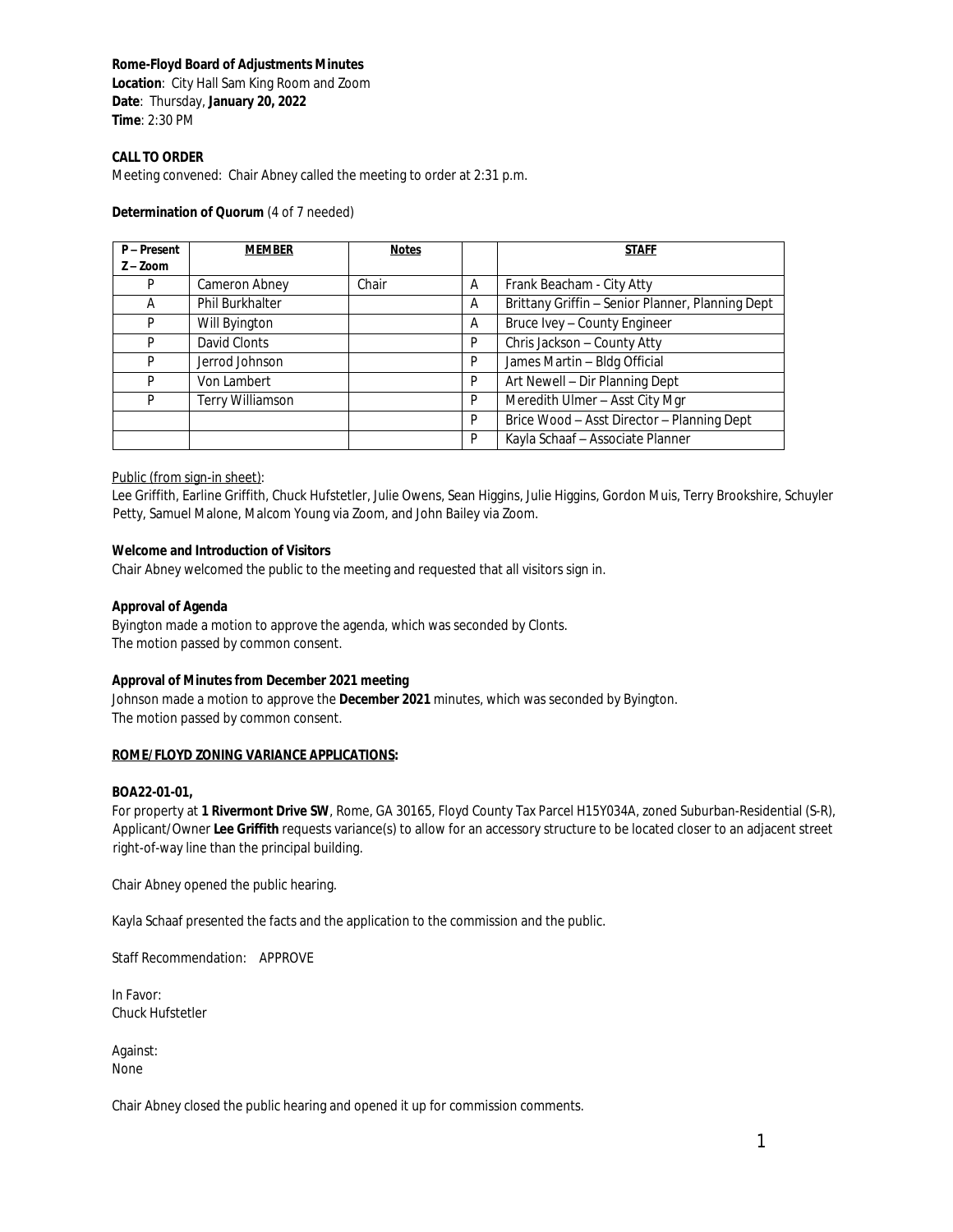**Rome-Floyd Board of Adjustments Minutes**
**Location**: City Hall Sam King Room and Zoom
**Date**: Thursday, **January 20, 2022**
**Time**: 2:30 PM

**CALL TO ORDER**
Meeting convened: Chair Abney called the meeting to order at 2:31 p.m.

**Determination of Quorum** (4 of 7 needed)

| P – Present Z – Zoom | MEMBER | Notes | | STAFF |
|---|---|---|---|---|
| P | Cameron Abney | Chair | A | Frank Beacham - City Atty |
| A | Phil Burkhalter | | A | Brittany Griffin – Senior Planner, Planning Dept |
| P | Will Byington | | A | Bruce Ivey – County Engineer |
| P | David Clonts | | P | Chris Jackson – County Atty |
| P | Jerrod Johnson | | P | James Martin – Bldg Official |
| P | Von Lambert | | P | Art Newell – Dir Planning Dept |
| P | Terry Williamson | | P | Meredith Ulmer – Asst City Mgr |
| | | | P | Brice Wood – Asst Director – Planning Dept |
| | | | P | Kayla Schaaf – Associate Planner |

Public (from sign-in sheet):
Lee Griffith, Earline Griffith, Chuck Hufstetler, Julie Owens, Sean Higgins, Julie Higgins, Gordon Muis, Terry Brookshire, Schuyler Petty, Samuel Malone, Malcom Young via Zoom, and John Bailey via Zoom.

**Welcome and Introduction of Visitors**
Chair Abney welcomed the public to the meeting and requested that all visitors sign in.

**Approval of Agenda**
Byington made a motion to approve the agenda, which was seconded by Clonts.
The motion passed by common consent.

**Approval of Minutes from December 2021 meeting**
Johnson made a motion to approve the **December 2021** minutes, which was seconded by Byington.
The motion passed by common consent.

**ROME/FLOYD ZONING VARIANCE APPLICATIONS:**

**BOA22-01-01,**
For property at **1 Rivermont Drive SW**, Rome, GA 30165, Floyd County Tax Parcel H15Y034A, zoned Suburban-Residential (S-R), Applicant/Owner **Lee Griffith** requests variance(s) to allow for an accessory structure to be located closer to an adjacent street right-of-way line than the principal building.

Chair Abney opened the public hearing.

Kayla Schaaf presented the facts and the application to the commission and the public.

Staff Recommendation: APPROVE

In Favor:
Chuck Hufstetler

Against:
None

Chair Abney closed the public hearing and opened it up for commission comments.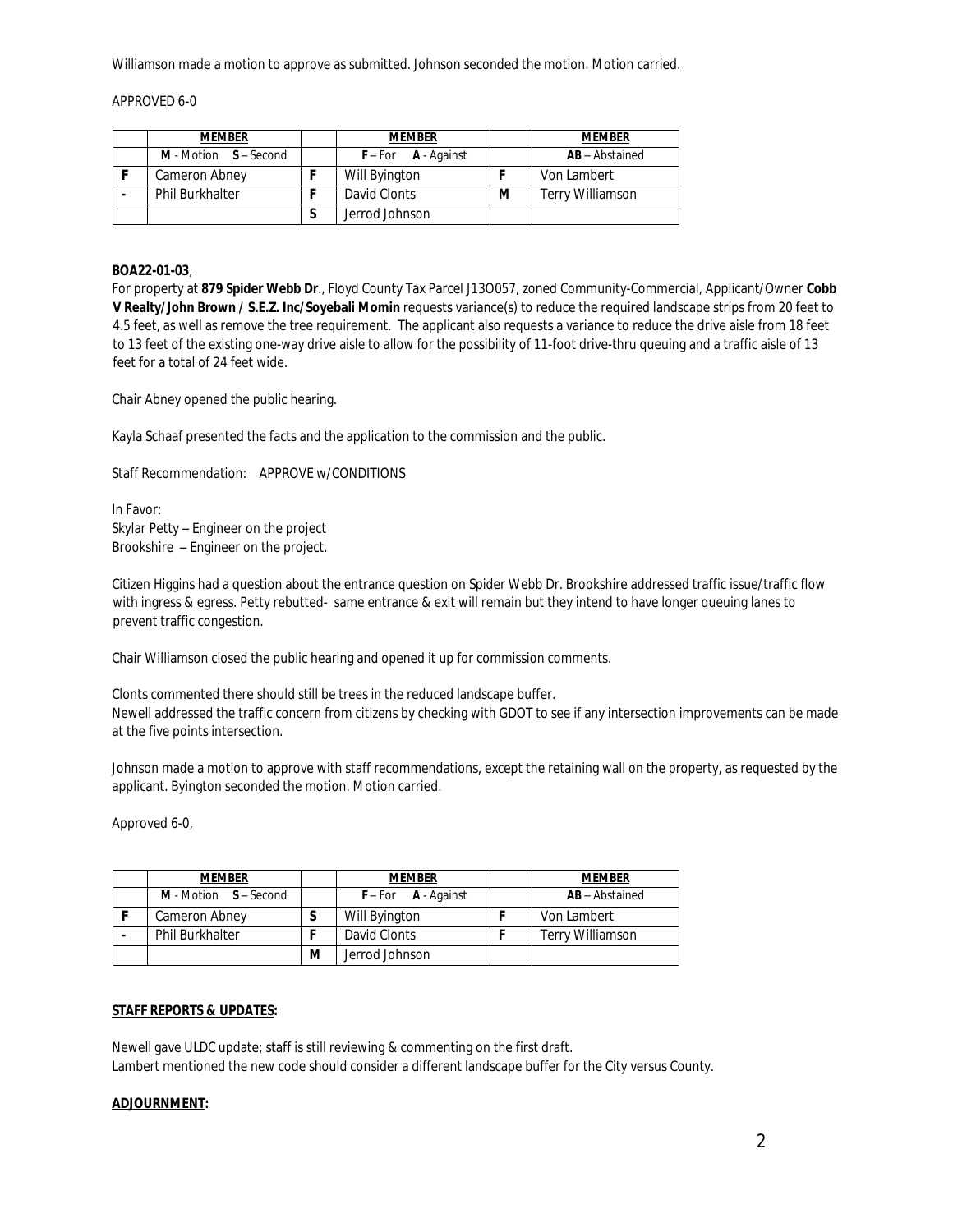Williamson made a motion to approve as submitted. Johnson seconded the motion. Motion carried.

APPROVED 6-0

| | MEMBER | | MEMBER | | MEMBER |
|---|---|---|---|---|---|
| | **M** - Motion **S** – Second | | **F** – For **A** - Against | | **AB** – Abstained |
| **F** | Cameron Abney | **F** | Will Byington | **F** | Von Lambert |
| **-** | Phil Burkhalter | **F** | David Clonts | **M** | Terry Williamson |
| | | **S** | Jerrod Johnson | | |

**BOA22-01-03**,

For property at **879 Spider Webb Dr**., Floyd County Tax Parcel J13O057, zoned Community-Commercial, Applicant/Owner **Cobb V Realty/John Brown / S.E.Z. Inc/Soyebali Momin** requests variance(s) to reduce the required landscape strips from 20 feet to 4.5 feet, as well as remove the tree requirement. The applicant also requests a variance to reduce the drive aisle from 18 feet to 13 feet of the existing one-way drive aisle to allow for the possibility of 11-foot drive-thru queuing and a traffic aisle of 13 feet for a total of 24 feet wide.

Chair Abney opened the public hearing.

Kayla Schaaf presented the facts and the application to the commission and the public.

Staff Recommendation: APPROVE w/CONDITIONS

In Favor:
Skylar Petty – Engineer on the project
Brookshire – Engineer on the project.

Citizen Higgins had a question about the entrance question on Spider Webb Dr. Brookshire addressed traffic issue/traffic flow with ingress & egress. Petty rebutted- same entrance & exit will remain but they intend to have longer queuing lanes to prevent traffic congestion.

Chair Williamson closed the public hearing and opened it up for commission comments.

Clonts commented there should still be trees in the reduced landscape buffer.
Newell addressed the traffic concern from citizens by checking with GDOT to see if any intersection improvements can be made at the five points intersection.

Johnson made a motion to approve with staff recommendations, except the retaining wall on the property, as requested by the applicant. Byington seconded the motion. Motion carried.

Approved 6-0,

| | MEMBER | | MEMBER | | MEMBER |
|---|---|---|---|---|---|
| | **M** - Motion **S** – Second | | **F** – For **A** - Against | | **AB** – Abstained |
| **F** | Cameron Abney | **S** | Will Byington | **F** | Von Lambert |
| **-** | Phil Burkhalter | **F** | David Clonts | **F** | Terry Williamson |
| | | **M** | Jerrod Johnson | | |

**STAFF REPORTS & UPDATES:**

Newell gave ULDC update; staff is still reviewing & commenting on the first draft.
Lambert mentioned the new code should consider a different landscape buffer for the City versus County.

**ADJOURNMENT:**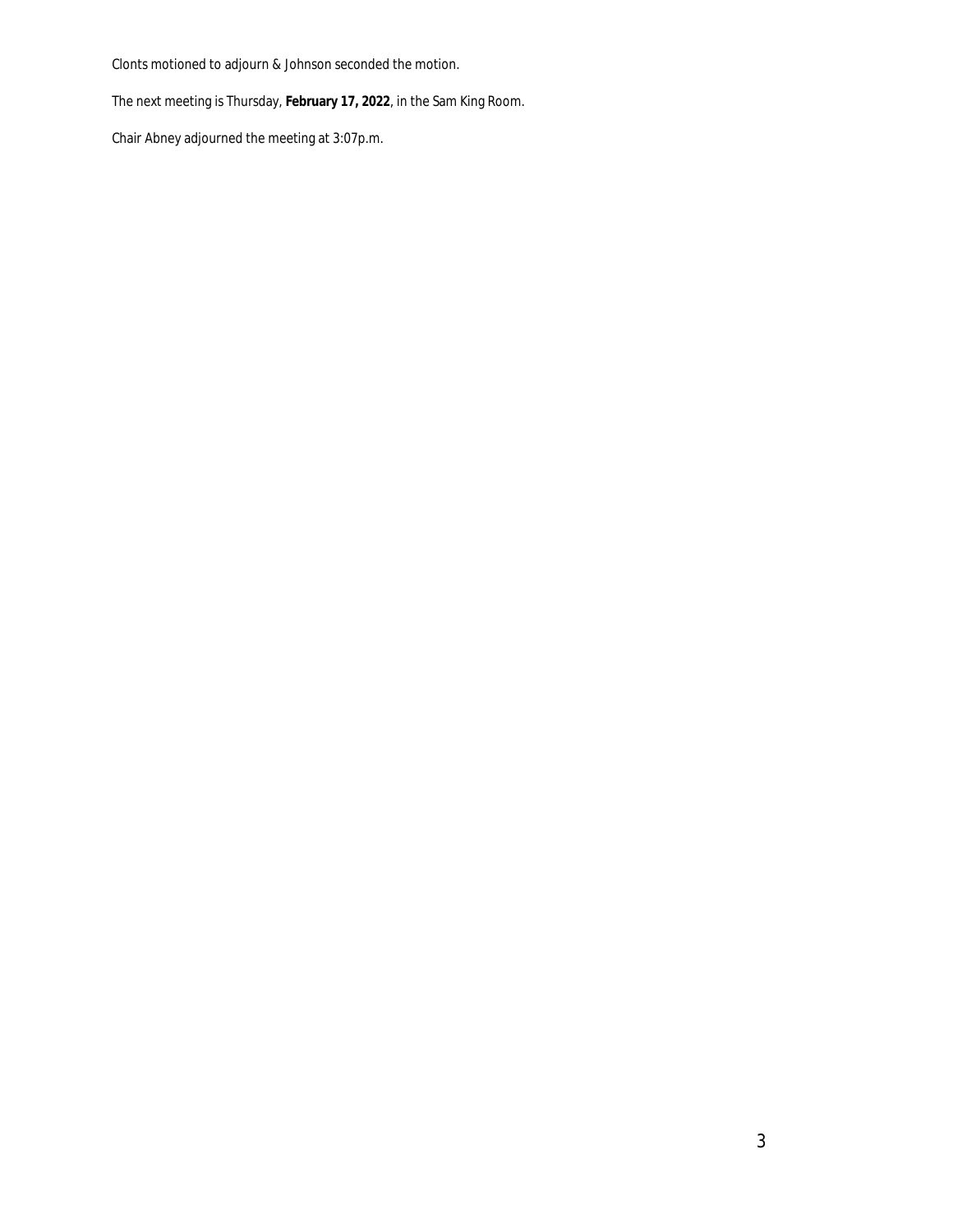Clonts motioned to adjourn & Johnson seconded the motion.

The next meeting is Thursday, **February 17, 2022**, in the Sam King Room.

Chair Abney adjourned the meeting at 3:07p.m.